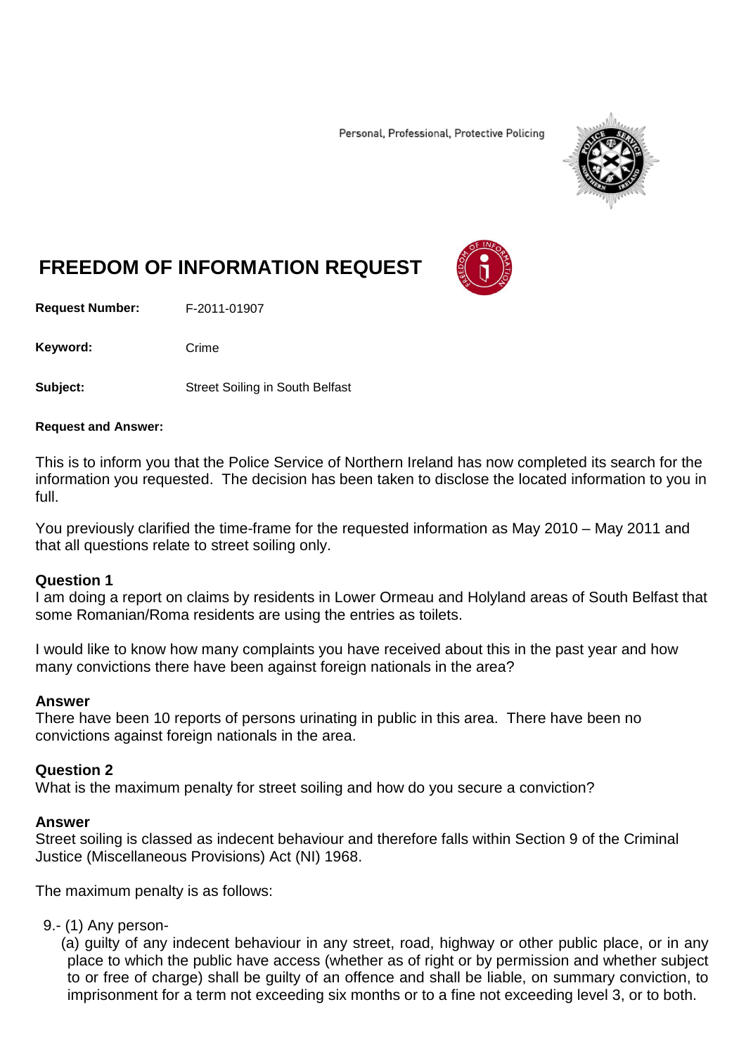Personal, Professional, Protective Policing

# FREEDOM OF INFORMATION REQUEST

**Request Number:** F-2011-01907

**Keyword:** Crime

**Subject:** Street Soiling in South Belfast

**Request and Answer:**

This is to inform you that the Police Service of Northern Ireland has now completed its search for the information you requested. The decision has been taken to disclose the located information to you in full.

You previously clarified the time-frame for the requested information as May 2010 – May 2011 and that all questions relate to street soiling only.

**Question 1**
I am doing a report on claims by residents in Lower Ormeau and Holyland areas of South Belfast that some Romanian/Roma residents are using the entries as toilets.

I would like to know how many complaints you have received about this in the past year and how many convictions there have been against foreign nationals in the area?

**Answer**
There have been 10 reports of persons urinating in public in this area. There have been no convictions against foreign nationals in the area.

**Question 2**
What is the maximum penalty for street soiling and how do you secure a conviction?

**Answer**
Street soiling is classed as indecent behaviour and therefore falls within Section 9 of the Criminal Justice (Miscellaneous Provisions) Act (NI) 1968.

The maximum penalty is as follows:

9.- (1) Any person-

(a) guilty of any indecent behaviour in any street, road, highway or other public place, or in any place to which the public have access (whether as of right or by permission and whether subject to or free of charge) shall be guilty of an offence and shall be liable, on summary conviction, to imprisonment for a term not exceeding six months or to a fine not exceeding level 3, or to both.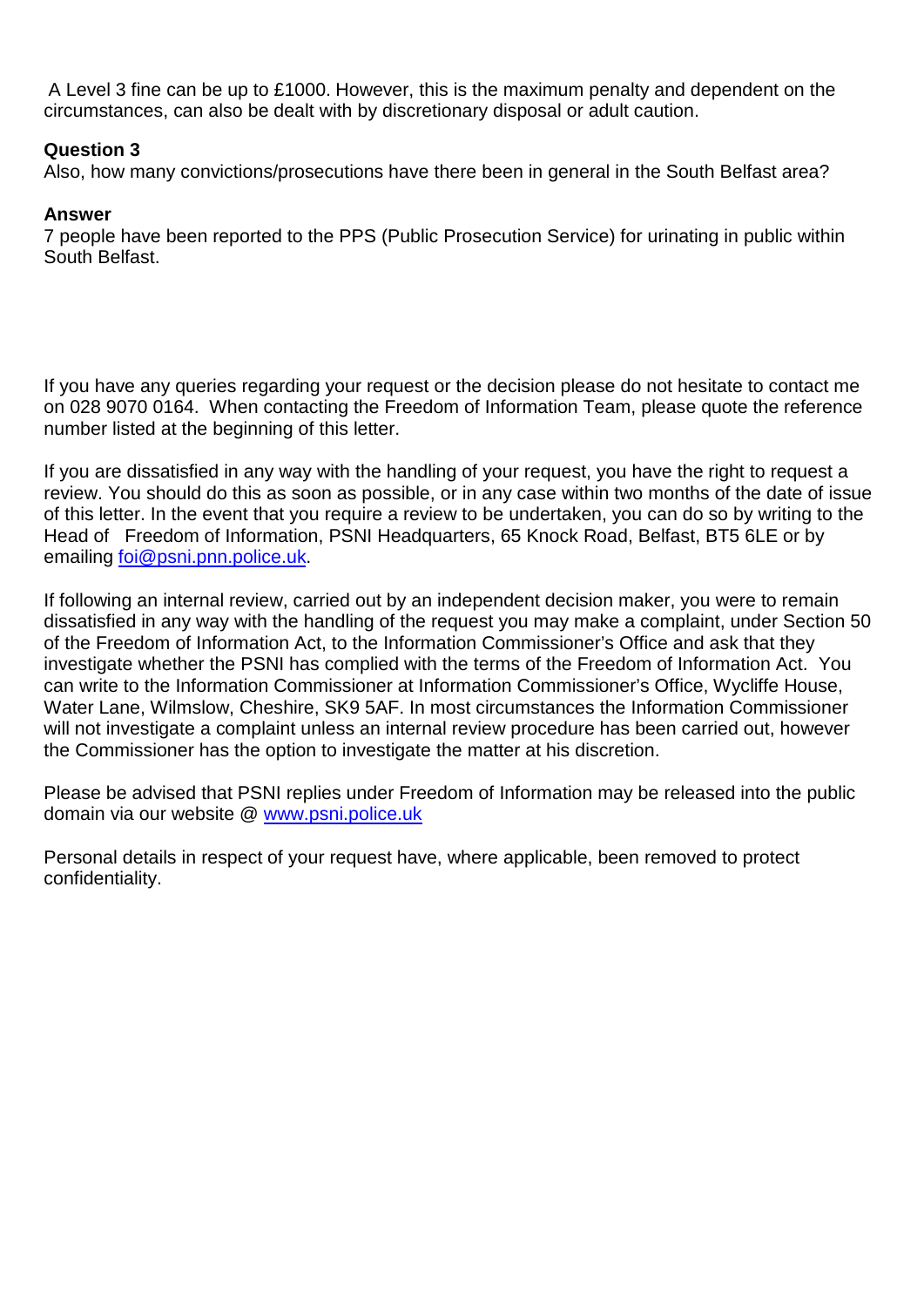A Level 3 fine can be up to £1000. However, this is the maximum penalty and dependent on the circumstances, can also be dealt with by discretionary disposal or adult caution.

**Question 3**
Also, how many convictions/prosecutions have there been in general in the South Belfast area?

**Answer**
7 people have been reported to the PPS (Public Prosecution Service) for urinating in public within South Belfast.

If you have any queries regarding your request or the decision please do not hesitate to contact me on 028 9070 0164. When contacting the Freedom of Information Team, please quote the reference number listed at the beginning of this letter.

If you are dissatisfied in any way with the handling of your request, you have the right to request a review. You should do this as soon as possible, or in any case within two months of the date of issue of this letter. In the event that you require a review to be undertaken, you can do so by writing to the Head of Freedom of Information, PSNI Headquarters, 65 Knock Road, Belfast, BT5 6LE or by emailing foi@psni.pnn.police.uk.

If following an internal review, carried out by an independent decision maker, you were to remain dissatisfied in any way with the handling of the request you may make a complaint, under Section 50 of the Freedom of Information Act, to the Information Commissioner's Office and ask that they investigate whether the PSNI has complied with the terms of the Freedom of Information Act. You can write to the Information Commissioner at Information Commissioner's Office, Wycliffe House, Water Lane, Wilmslow, Cheshire, SK9 5AF. In most circumstances the Information Commissioner will not investigate a complaint unless an internal review procedure has been carried out, however the Commissioner has the option to investigate the matter at his discretion.

Please be advised that PSNI replies under Freedom of Information may be released into the public domain via our website @ www.psni.police.uk

Personal details in respect of your request have, where applicable, been removed to protect confidentiality.